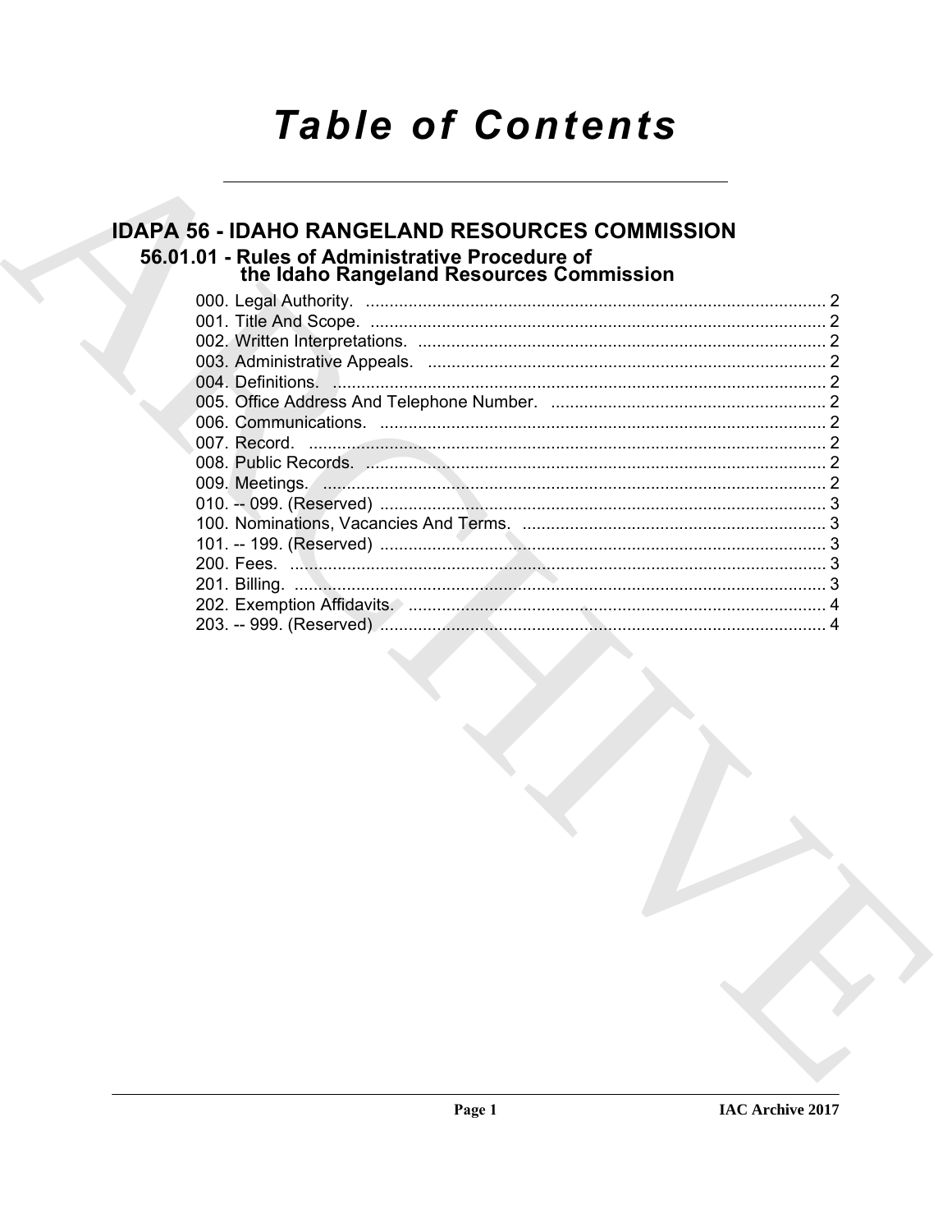# Table of Contents

## IDAPA 56 - IDAHO RANGELAND RESOURCES COMMISSION

### 56.01.01 - Rules of Administrative Procedure of the Idaho Rangeland Resources Commission

000. Legal Authority. ..... 2
001. Title And Scope. ..... 2
002. Written Interpretations. ..... 2
003. Administrative Appeals. ..... 2
004. Definitions. ..... 2
005. Office Address And Telephone Number. ..... 2
006. Communications. ..... 2
007. Record. ..... 2
008. Public Records. ..... 2
009. Meetings. ..... 2
010. -- 099. (Reserved) ..... 3
100. Nominations, Vacancies And Terms. ..... 3
101. -- 199. (Reserved) ..... 3
200. Fees. ..... 3
201. Billing. ..... 3
202. Exemption Affidavits. ..... 4
203. -- 999. (Reserved) ..... 4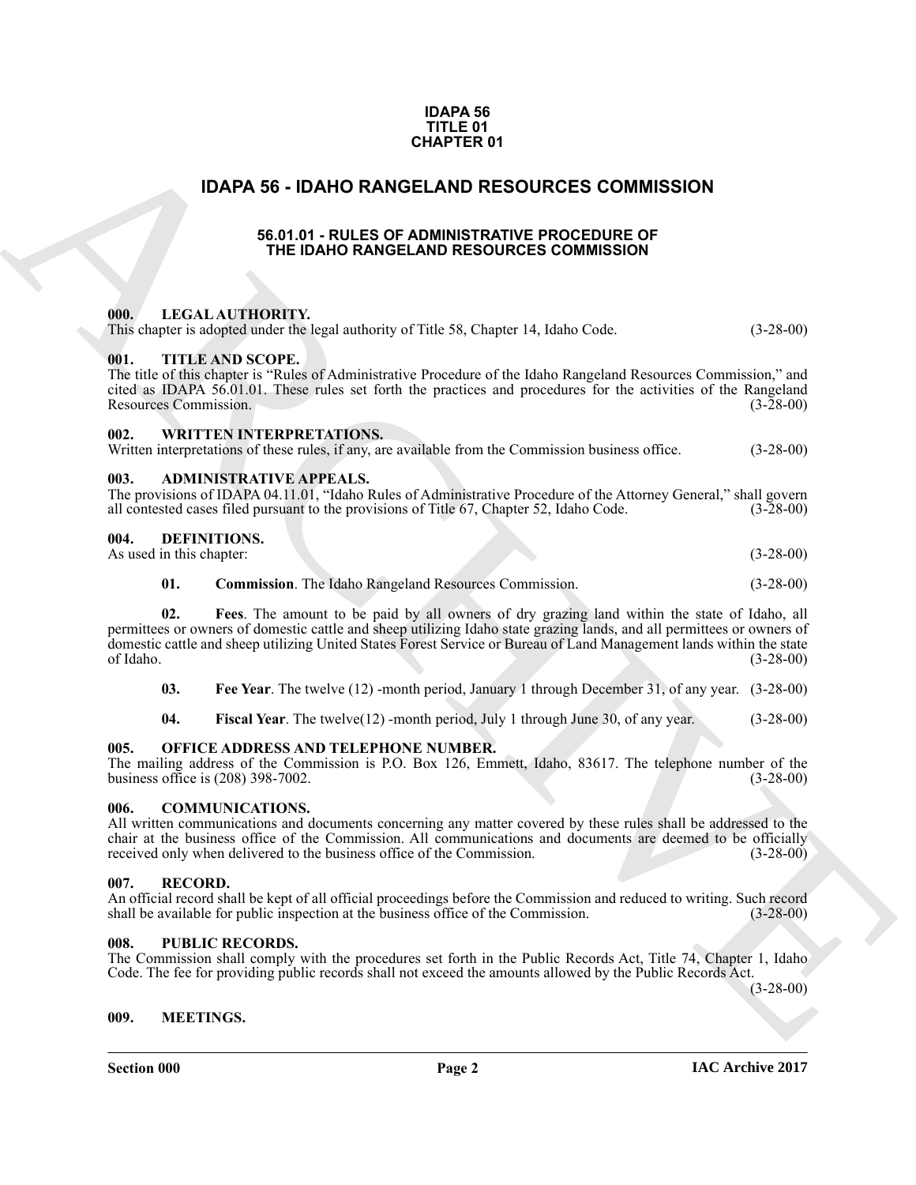IDAPA 56
TITLE 01
CHAPTER 01

# IDAPA 56 - IDAHO RANGELAND RESOURCES COMMISSION

## 56.01.01 - RULES OF ADMINISTRATIVE PROCEDURE OF THE IDAHO RANGELAND RESOURCES COMMISSION

### 000. LEGAL AUTHORITY.

This chapter is adopted under the legal authority of Title 58, Chapter 14, Idaho Code. (3-28-00)

### 001. TITLE AND SCOPE.

The title of this chapter is "Rules of Administrative Procedure of the Idaho Rangeland Resources Commission," and cited as IDAPA 56.01.01. These rules set forth the practices and procedures for the activities of the Rangeland Resources Commission. (3-28-00)

### 002. WRITTEN INTERPRETATIONS.

Written interpretations of these rules, if any, are available from the Commission business office. (3-28-00)

### 003. ADMINISTRATIVE APPEALS.

The provisions of IDAPA 04.11.01, "Idaho Rules of Administrative Procedure of the Attorney General," shall govern all contested cases filed pursuant to the provisions of Title 67, Chapter 52, Idaho Code. (3-28-00)

### 004. DEFINITIONS.

As used in this chapter: (3-28-00)

**01. Commission**. The Idaho Rangeland Resources Commission. (3-28-00)

**02. Fees**. The amount to be paid by all owners of dry grazing land within the state of Idaho, all permittees or owners of domestic cattle and sheep utilizing Idaho state grazing lands, and all permittees or owners of domestic cattle and sheep utilizing United States Forest Service or Bureau of Land Management lands within the state of Idaho. (3-28-00)

**03. Fee Year**. The twelve (12) -month period, January 1 through December 31, of any year. (3-28-00)

**04. Fiscal Year**. The twelve(12) -month period, July 1 through June 30, of any year. (3-28-00)

### 005. OFFICE ADDRESS AND TELEPHONE NUMBER.

The mailing address of the Commission is P.O. Box 126, Emmett, Idaho, 83617. The telephone number of the business office is (208) 398-7002. (3-28-00)

### 006. COMMUNICATIONS.

All written communications and documents concerning any matter covered by these rules shall be addressed to the chair at the business office of the Commission. All communications and documents are deemed to be officially received only when delivered to the business office of the Commission. (3-28-00)

### 007. RECORD.

An official record shall be kept of all official proceedings before the Commission and reduced to writing. Such record shall be available for public inspection at the business office of the Commission. (3-28-00)

### 008. PUBLIC RECORDS.

The Commission shall comply with the procedures set forth in the Public Records Act, Title 74, Chapter 1, Idaho Code. The fee for providing public records shall not exceed the amounts allowed by the Public Records Act. (3-28-00)

### 009. MEETINGS.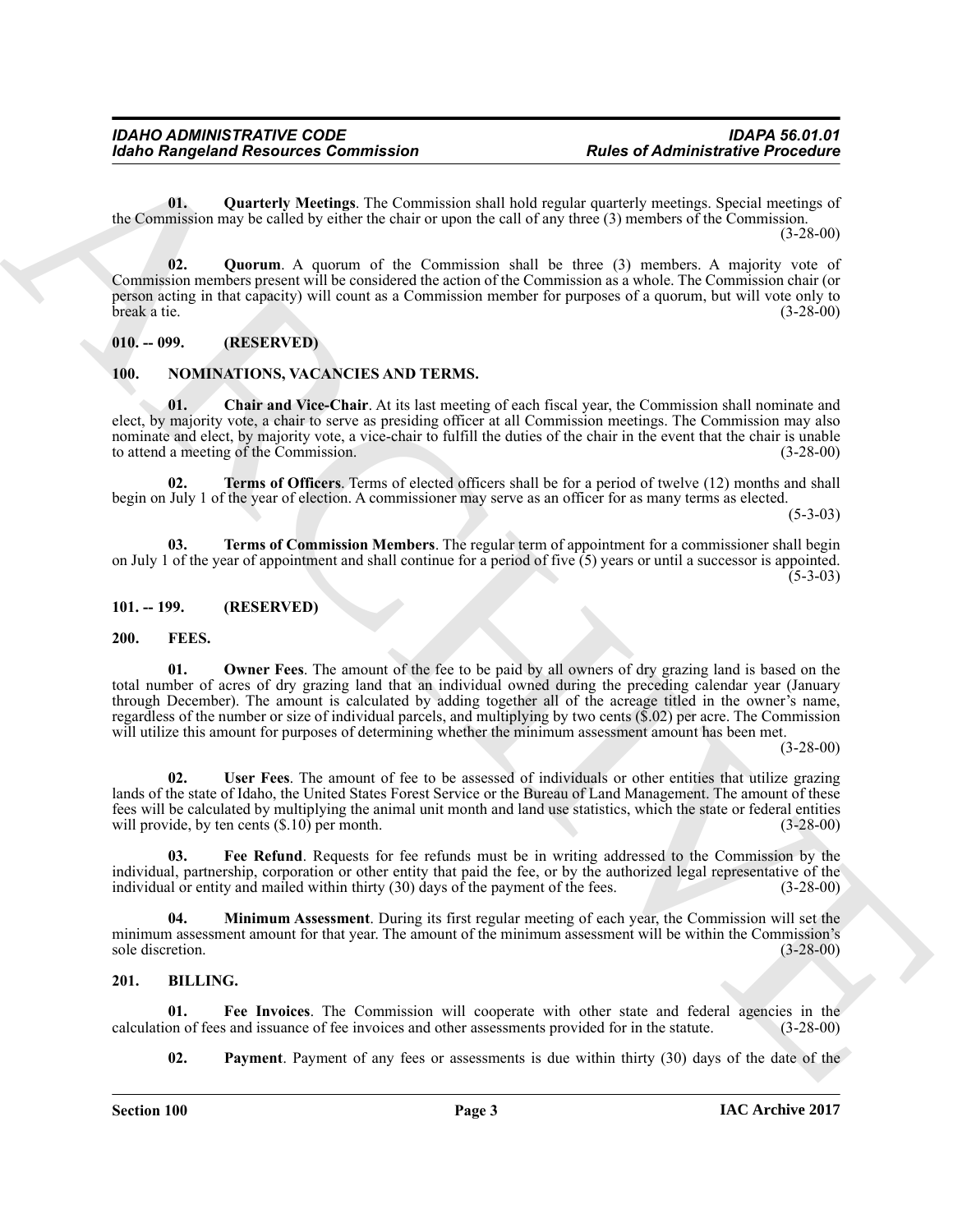**01. Quarterly Meetings**. The Commission shall hold regular quarterly meetings. Special meetings of the Commission may be called by either the chair or upon the call of any three (3) members of the Commission. (3-28-00)

**02. Quorum**. A quorum of the Commission shall be three (3) members. A majority vote of Commission members present will be considered the action of the Commission as a whole. The Commission chair (or person acting in that capacity) will count as a Commission member for purposes of a quorum, but will vote only to break a tie. (3-28-00)

## 010. -- 099. (RESERVED)

## 100. NOMINATIONS, VACANCIES AND TERMS.

**01. Chair and Vice-Chair**. At its last meeting of each fiscal year, the Commission shall nominate and elect, by majority vote, a chair to serve as presiding officer at all Commission meetings. The Commission may also nominate and elect, by majority vote, a vice-chair to fulfill the duties of the chair in the event that the chair is unable to attend a meeting of the Commission. (3-28-00)

**02. Terms of Officers**. Terms of elected officers shall be for a period of twelve (12) months and shall begin on July 1 of the year of election. A commissioner may serve as an officer for as many terms as elected. (5-3-03)

**03. Terms of Commission Members**. The regular term of appointment for a commissioner shall begin on July 1 of the year of appointment and shall continue for a period of five (5) years or until a successor is appointed. (5-3-03)

## 101. -- 199. (RESERVED)

## 200. FEES.

**01. Owner Fees**. The amount of the fee to be paid by all owners of dry grazing land is based on the total number of acres of dry grazing land that an individual owned during the preceding calendar year (January through December). The amount is calculated by adding together all of the acreage titled in the owner's name, regardless of the number or size of individual parcels, and multiplying by two cents ($.02) per acre. The Commission will utilize this amount for purposes of determining whether the minimum assessment amount has been met. (3-28-00)

**02. User Fees**. The amount of fee to be assessed of individuals or other entities that utilize grazing lands of the state of Idaho, the United States Forest Service or the Bureau of Land Management. The amount of these fees will be calculated by multiplying the animal unit month and land use statistics, which the state or federal entities will provide, by ten cents ($.10) per month. (3-28-00)

**03. Fee Refund**. Requests for fee refunds must be in writing addressed to the Commission by the individual, partnership, corporation or other entity that paid the fee, or by the authorized legal representative of the individual or entity and mailed within thirty (30) days of the payment of the fees. (3-28-00)

**04. Minimum Assessment**. During its first regular meeting of each year, the Commission will set the minimum assessment amount for that year. The amount of the minimum assessment will be within the Commission's sole discretion. (3-28-00)

## 201. BILLING.

**01. Fee Invoices**. The Commission will cooperate with other state and federal agencies in the calculation of fees and issuance of fee invoices and other assessments provided for in the statute. (3-28-00)

**02. Payment**. Payment of any fees or assessments is due within thirty (30) days of the date of the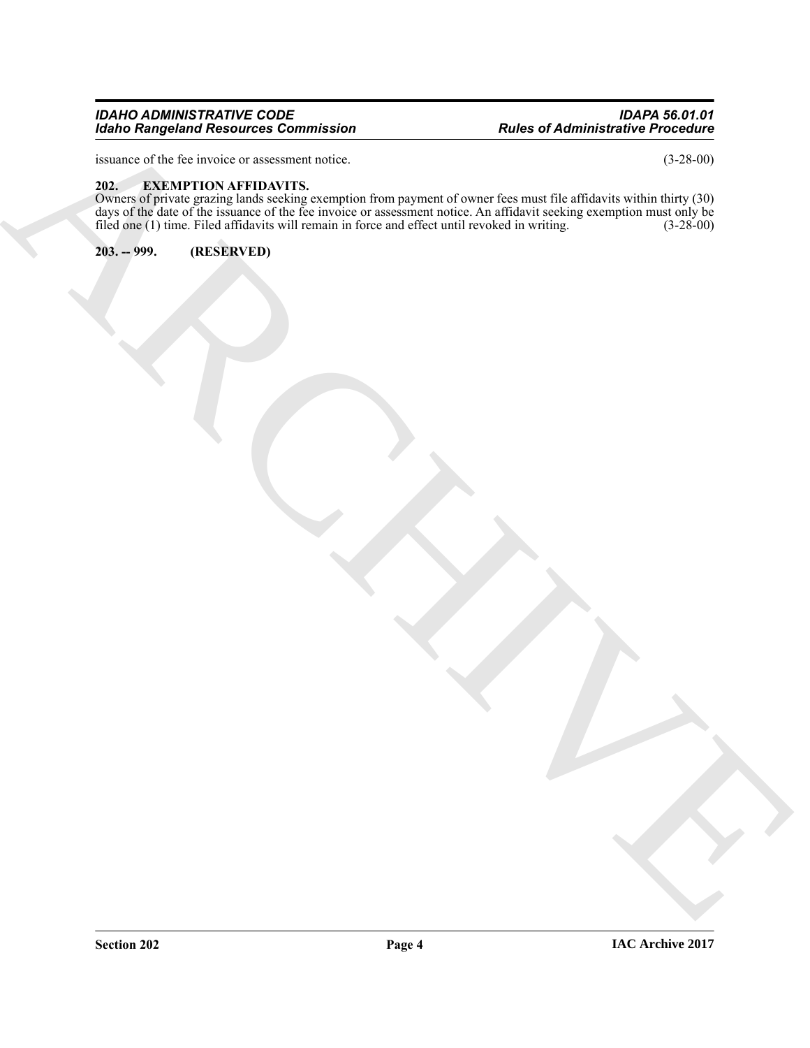issuance of the fee invoice or assessment notice. (3-28-00)

## 202. EXEMPTION AFFIDAVITS.

Owners of private grazing lands seeking exemption from payment of owner fees must file affidavits within thirty (30) days of the date of the issuance of the fee invoice or assessment notice. An affidavit seeking exemption must only be filed one (1) time. Filed affidavits will remain in force and effect until revoked in writing. (3-28-00)

## 203. -- 999. (RESERVED)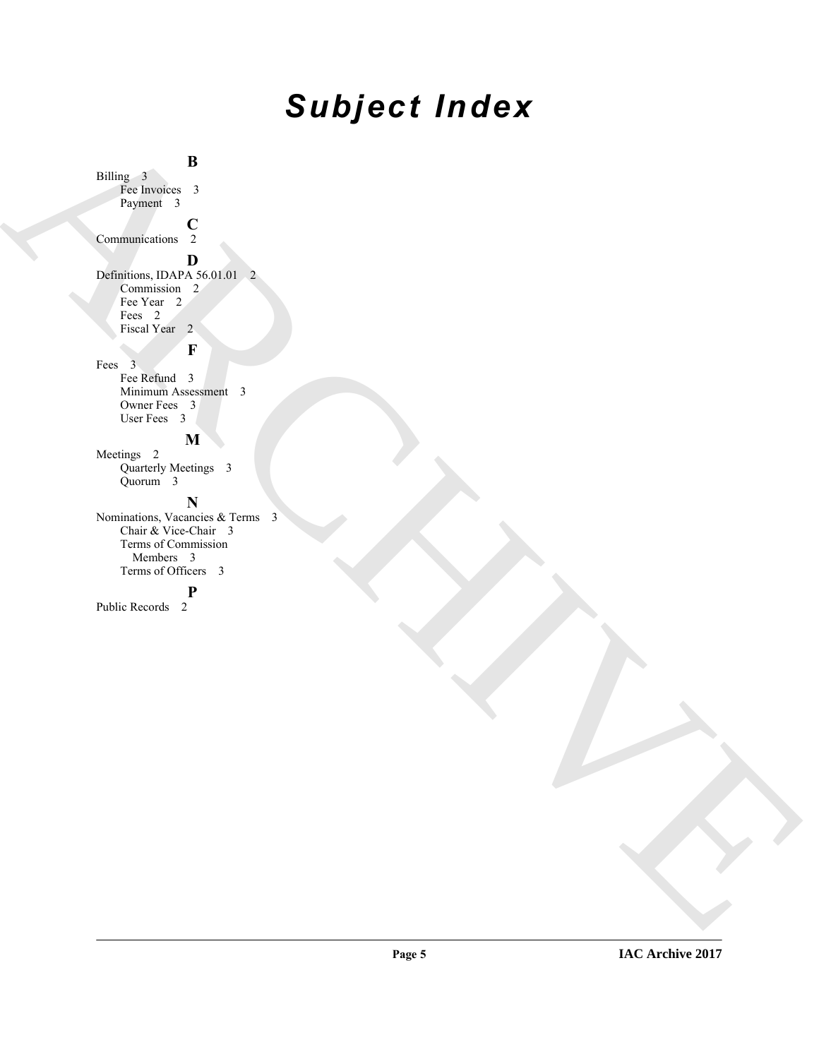# *Subject Index*

**B**

Billing 3
- Fee Invoices 3
- Payment 3

**C**

Communications 2

**D**

Definitions, IDAPA 56.01.01 2
- Commission 2
- Fee Year 2
- Fees 2
- Fiscal Year 2

**F**

Fees 3
- Fee Refund 3
- Minimum Assessment 3
- Owner Fees 3
- User Fees 3

**M**

Meetings 2
- Quarterly Meetings 3
- Quorum 3

**N**

Nominations, Vacancies & Terms 3
- Chair & Vice-Chair 3
- Terms of Commission Members 3
- Terms of Officers 3

**P**

Public Records 2